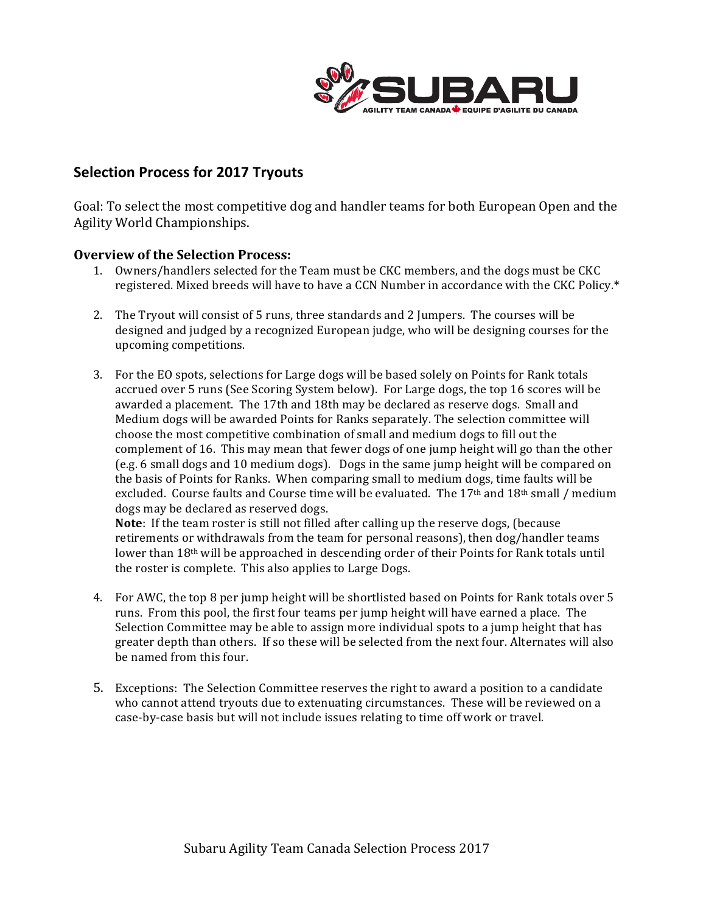## Selection Process for 2017 Tryouts

Goal: To select the most competitive dog and handler teams for both European Open and the Agility World Championships.

### Overview of the Selection Process:

1. Owners/handlers selected for the Team must be CKC members, and the dogs must be CKC registered. Mixed breeds will have to have a CCN Number in accordance with the CKC Policy.*

2. The Tryout will consist of 5 runs, three standards and 2 Jumpers. The courses will be designed and judged by a recognized European judge, who will be designing courses for the upcoming competitions.

3. For the EO spots, selections for Large dogs will be based solely on Points for Rank totals accrued over 5 runs (See Scoring System below). For Large dogs, the top 16 scores will be awarded a placement. The 17th and 18th may be declared as reserve dogs. Small and Medium dogs will be awarded Points for Ranks separately. The selection committee will choose the most competitive combination of small and medium dogs to fill out the complement of 16. This may mean that fewer dogs of one jump height will go than the other (e.g. 6 small dogs and 10 medium dogs). Dogs in the same jump height will be compared on the basis of Points for Ranks. When comparing small to medium dogs, time faults will be excluded. Course faults and Course time will be evaluated. The 17th and 18th small / medium dogs may be declared as reserved dogs.
   **Note**: If the team roster is still not filled after calling up the reserve dogs, (because retirements or withdrawals from the team for personal reasons), then dog/handler teams lower than 18th will be approached in descending order of their Points for Rank totals until the roster is complete. This also applies to Large Dogs.

4. For AWC, the top 8 per jump height will be shortlisted based on Points for Rank totals over 5 runs. From this pool, the first four teams per jump height will have earned a place. The Selection Committee may be able to assign more individual spots to a jump height that has greater depth than others. If so these will be selected from the next four. Alternates will also be named from this four.

5. Exceptions: The Selection Committee reserves the right to award a position to a candidate who cannot attend tryouts due to extenuating circumstances. These will be reviewed on a case-by-case basis but will not include issues relating to time off work or travel.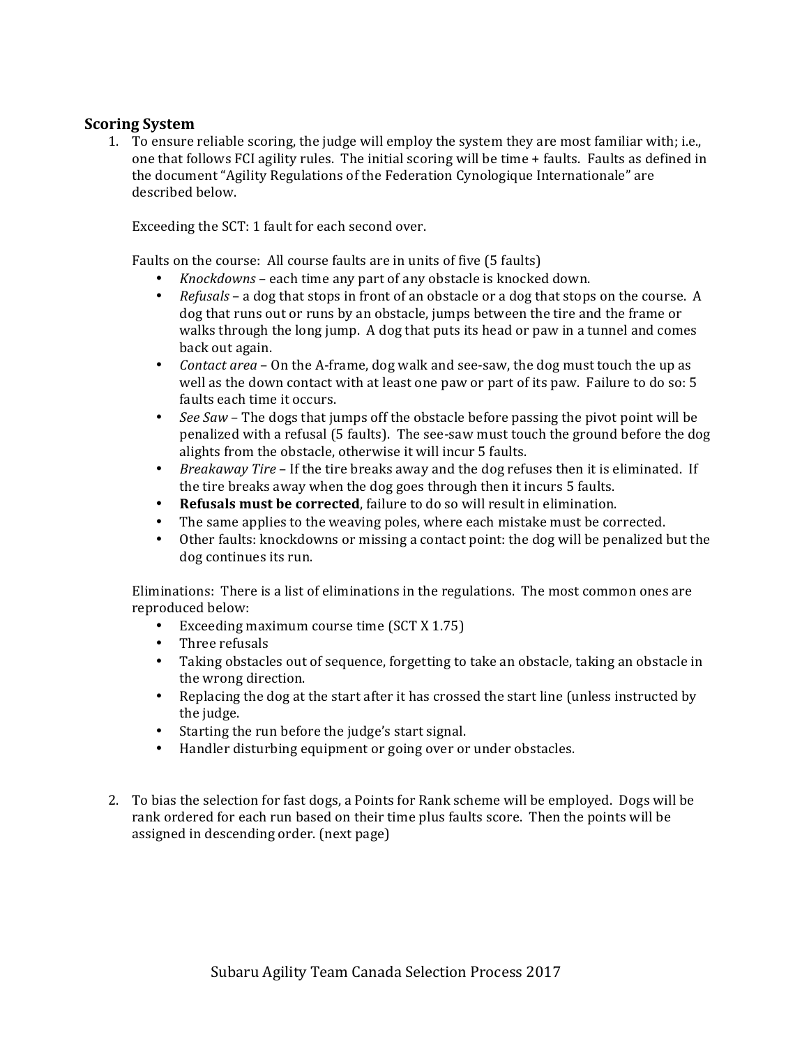## Scoring System

1. To ensure reliable scoring, the judge will employ the system they are most familiar with; i.e., one that follows FCI agility rules. The initial scoring will be time + faults. Faults as defined in the document "Agility Regulations of the Federation Cynologique Internationale" are described below.

   Exceeding the SCT: 1 fault for each second over.

   Faults on the course: All course faults are in units of five (5 faults)

   - *Knockdowns* – each time any part of any obstacle is knocked down.
   - *Refusals* – a dog that stops in front of an obstacle or a dog that stops on the course. A dog that runs out or runs by an obstacle, jumps between the tire and the frame or walks through the long jump. A dog that puts its head or paw in a tunnel and comes back out again.
   - *Contact area* – On the A-frame, dog walk and see-saw, the dog must touch the up as well as the down contact with at least one paw or part of its paw. Failure to do so: 5 faults each time it occurs.
   - *See Saw* – The dogs that jumps off the obstacle before passing the pivot point will be penalized with a refusal (5 faults). The see-saw must touch the ground before the dog alights from the obstacle, otherwise it will incur 5 faults.
   - *Breakaway Tire* – If the tire breaks away and the dog refuses then it is eliminated. If the tire breaks away when the dog goes through then it incurs 5 faults.
   - **Refusals must be corrected**, failure to do so will result in elimination.
   - The same applies to the weaving poles, where each mistake must be corrected.
   - Other faults: knockdowns or missing a contact point: the dog will be penalized but the dog continues its run.

   Eliminations: There is a list of eliminations in the regulations. The most common ones are reproduced below:

   - Exceeding maximum course time (SCT X 1.75)
   - Three refusals
   - Taking obstacles out of sequence, forgetting to take an obstacle, taking an obstacle in the wrong direction.
   - Replacing the dog at the start after it has crossed the start line (unless instructed by the judge.
   - Starting the run before the judge's start signal.
   - Handler disturbing equipment or going over or under obstacles.

2. To bias the selection for fast dogs, a Points for Rank scheme will be employed. Dogs will be rank ordered for each run based on their time plus faults score. Then the points will be assigned in descending order. (next page)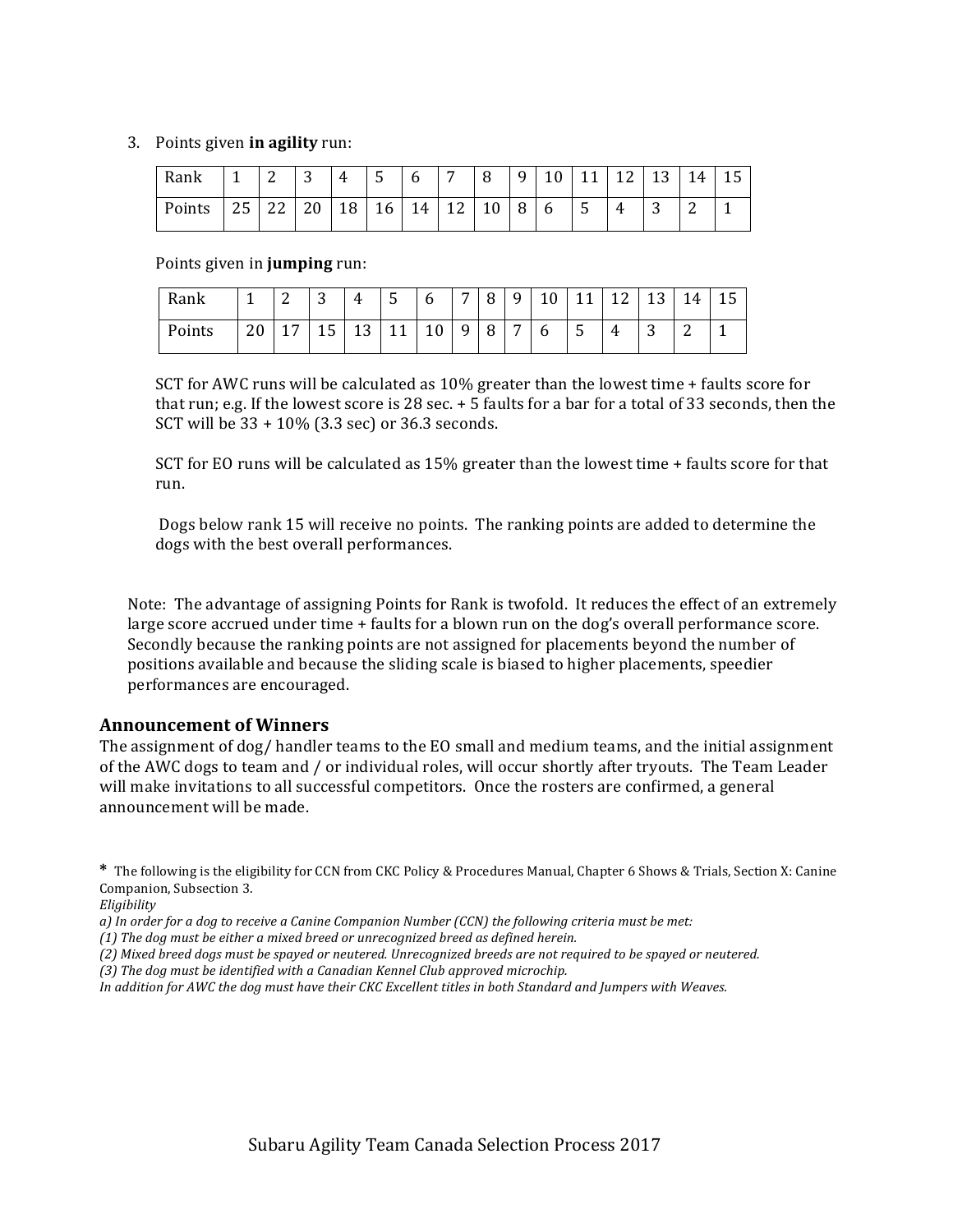3. Points given **in agility** run:

| Rank | 1 | 2 | 3 | 4 | 5 | 6 | 7 | 8 | 9 | 10 | 11 | 12 | 13 | 14 | 15 |
|---|---|---|---|---|---|---|---|---|---|---|---|---|---|---|---|
| Points | 25 | 22 | 20 | 18 | 16 | 14 | 12 | 10 | 8 | 6 | 5 | 4 | 3 | 2 | 1 |

Points given in **jumping** run:

| Rank | 1 | 2 | 3 | 4 | 5 | 6 | 7 | 8 | 9 | 10 | 11 | 12 | 13 | 14 | 15 |
|---|---|---|---|---|---|---|---|---|---|---|---|---|---|---|---|
| Points | 20 | 17 | 15 | 13 | 11 | 10 | 9 | 8 | 7 | 6 | 5 | 4 | 3 | 2 | 1 |

SCT for AWC runs will be calculated as 10% greater than the lowest time + faults score for that run; e.g. If the lowest score is 28 sec. + 5 faults for a bar for a total of 33 seconds, then the SCT will be 33 + 10% (3.3 sec) or 36.3 seconds.

SCT for EO runs will be calculated as 15% greater than the lowest time + faults score for that run.

Dogs below rank 15 will receive no points. The ranking points are added to determine the dogs with the best overall performances.

Note: The advantage of assigning Points for Rank is twofold. It reduces the effect of an extremely large score accrued under time + faults for a blown run on the dog's overall performance score. Secondly because the ranking points are not assigned for placements beyond the number of positions available and because the sliding scale is biased to higher placements, speedier performances are encouraged.

## Announcement of Winners

The assignment of dog/ handler teams to the EO small and medium teams, and the initial assignment of the AWC dogs to team and / or individual roles, will occur shortly after tryouts. The Team Leader will make invitations to all successful competitors. Once the rosters are confirmed, a general announcement will be made.

**\*** The following is the eligibility for CCN from CKC Policy & Procedures Manual, Chapter 6 Shows & Trials, Section X: Canine Companion, Subsection 3.

*Eligibility*

*a) In order for a dog to receive a Canine Companion Number (CCN) the following criteria must be met:*

*(1) The dog must be either a mixed breed or unrecognized breed as defined herein.*

*(2) Mixed breed dogs must be spayed or neutered. Unrecognized breeds are not required to be spayed or neutered.*

*(3) The dog must be identified with a Canadian Kennel Club approved microchip.*

*In addition for AWC the dog must have their CKC Excellent titles in both Standard and Jumpers with Weaves.*